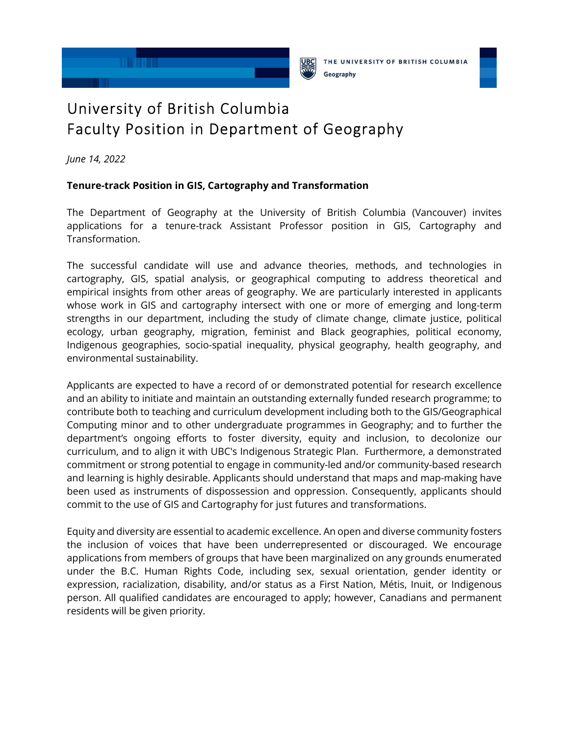THE UNIVERSITY OF BRITISH COLUMBIA
Geography

# University of British Columbia
# Faculty Position in Department of Geography

*June 14, 2022*

**Tenure-track Position in GIS, Cartography and Transformation**

The Department of Geography at the University of British Columbia (Vancouver) invites applications for a tenure-track Assistant Professor position in GIS, Cartography and Transformation.

The successful candidate will use and advance theories, methods, and technologies in cartography, GIS, spatial analysis, or geographical computing to address theoretical and empirical insights from other areas of geography. We are particularly interested in applicants whose work in GIS and cartography intersect with one or more of emerging and long-term strengths in our department, including the study of climate change, climate justice, political ecology, urban geography, migration, feminist and Black geographies, political economy, Indigenous geographies, socio-spatial inequality, physical geography, health geography, and environmental sustainability.

Applicants are expected to have a record of or demonstrated potential for research excellence and an ability to initiate and maintain an outstanding externally funded research programme; to contribute both to teaching and curriculum development including both to the GIS/Geographical Computing minor and to other undergraduate programmes in Geography; and to further the department's ongoing efforts to foster diversity, equity and inclusion, to decolonize our curriculum, and to align it with UBC's Indigenous Strategic Plan. Furthermore, a demonstrated commitment or strong potential to engage in community-led and/or community-based research and learning is highly desirable. Applicants should understand that maps and map-making have been used as instruments of dispossession and oppression. Consequently, applicants should commit to the use of GIS and Cartography for just futures and transformations.

Equity and diversity are essential to academic excellence. An open and diverse community fosters the inclusion of voices that have been underrepresented or discouraged. We encourage applications from members of groups that have been marginalized on any grounds enumerated under the B.C. Human Rights Code, including sex, sexual orientation, gender identity or expression, racialization, disability, and/or status as a First Nation, Métis, Inuit, or Indigenous person. All qualified candidates are encouraged to apply; however, Canadians and permanent residents will be given priority.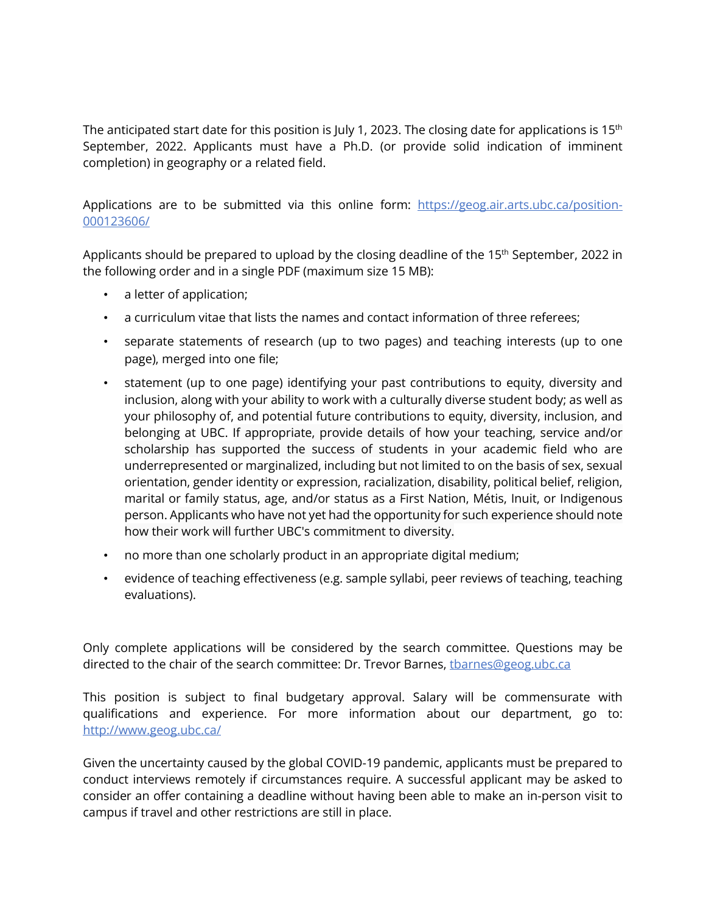The anticipated start date for this position is July 1, 2023. The closing date for applications is 15th September, 2022. Applicants must have a Ph.D. (or provide solid indication of imminent completion) in geography or a related field.

Applications are to be submitted via this online form: https://geog.air.arts.ubc.ca/position-000123606/

Applicants should be prepared to upload by the closing deadline of the 15th September, 2022 in the following order and in a single PDF (maximum size 15 MB):

- a letter of application;
- a curriculum vitae that lists the names and contact information of three referees;
- separate statements of research (up to two pages) and teaching interests (up to one page), merged into one file;
- statement (up to one page) identifying your past contributions to equity, diversity and inclusion, along with your ability to work with a culturally diverse student body; as well as your philosophy of, and potential future contributions to equity, diversity, inclusion, and belonging at UBC. If appropriate, provide details of how your teaching, service and/or scholarship has supported the success of students in your academic field who are underrepresented or marginalized, including but not limited to on the basis of sex, sexual orientation, gender identity or expression, racialization, disability, political belief, religion, marital or family status, age, and/or status as a First Nation, Métis, Inuit, or Indigenous person. Applicants who have not yet had the opportunity for such experience should note how their work will further UBC's commitment to diversity.
- no more than one scholarly product in an appropriate digital medium;
- evidence of teaching effectiveness (e.g. sample syllabi, peer reviews of teaching, teaching evaluations).

Only complete applications will be considered by the search committee. Questions may be directed to the chair of the search committee: Dr. Trevor Barnes, tbarnes@geog.ubc.ca

This position is subject to final budgetary approval. Salary will be commensurate with qualifications and experience. For more information about our department, go to: http://www.geog.ubc.ca/

Given the uncertainty caused by the global COVID-19 pandemic, applicants must be prepared to conduct interviews remotely if circumstances require. A successful applicant may be asked to consider an offer containing a deadline without having been able to make an in-person visit to campus if travel and other restrictions are still in place.